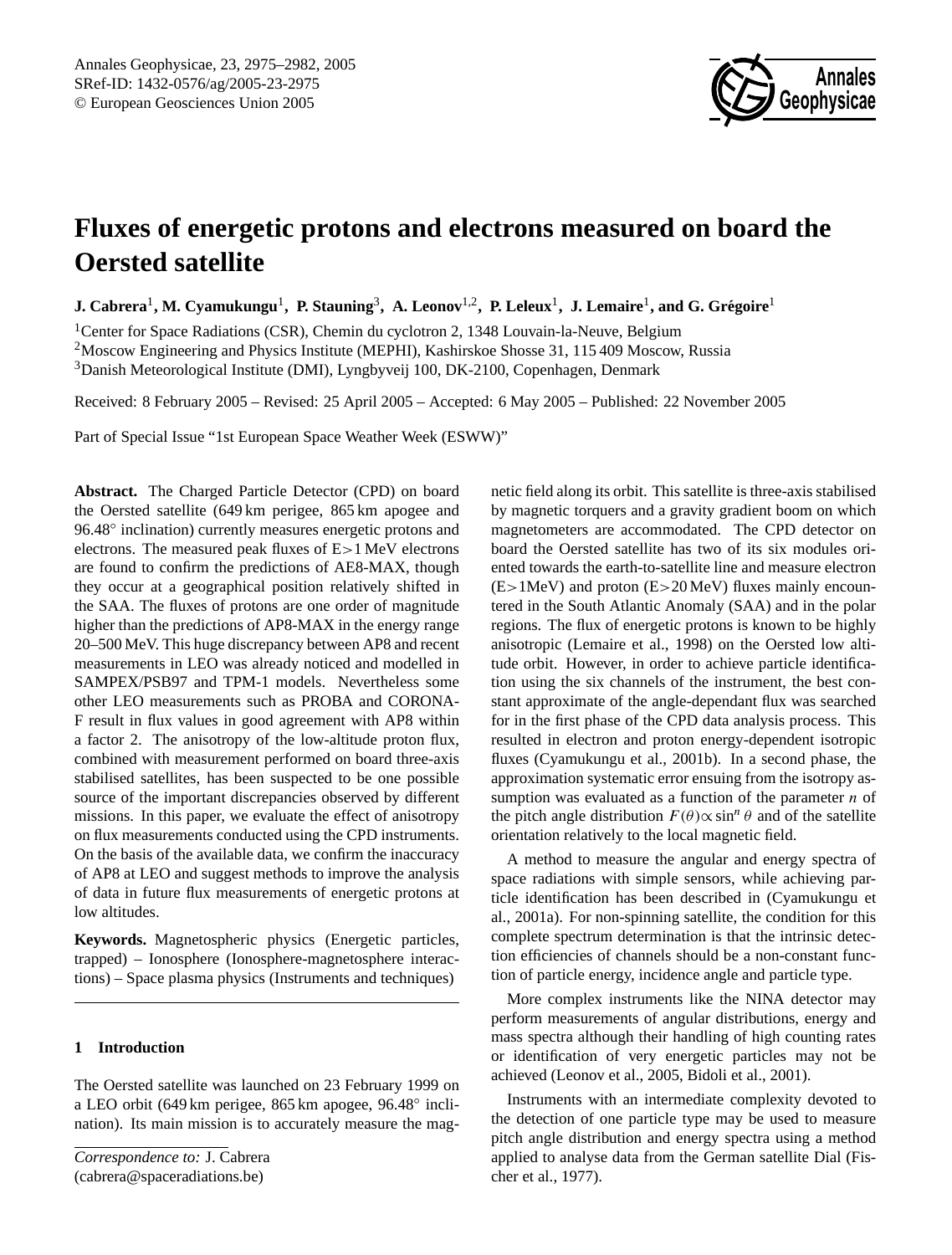# Fluxes of energetic protons and electrons measured on board the Oersted satellite

**J. Cabrera**[1], **M. Cyamukungu**[1], **P. Stauning**[3], **A. Leonov**[1,2], **P. Leleux**[1], **J. Lemaire**[1], **and G. Grégoire**[1]

[1]Center for Space Radiations (CSR), Chemin du cyclotron 2, 1348 Louvain-la-Neuve, Belgium

[2]Moscow Engineering and Physics Institute (MEPHI), Kashirskoe Shosse 31, 115 409 Moscow, Russia

[3]Danish Meteorological Institute (DMI), Lyngbyveij 100, DK-2100, Copenhagen, Denmark

Received: 8 February 2005 – Revised: 25 April 2005 – Accepted: 6 May 2005 – Published: 22 November 2005

Part of Special Issue "1st European Space Weather Week (ESWW)"

**Abstract.** The Charged Particle Detector (CPD) on board the Oersted satellite (649 km perigee, 865 km apogee and 96.48° inclination) currently measures energetic protons and electrons. The measured peak fluxes of E>1 MeV electrons are found to confirm the predictions of AE8-MAX, though they occur at a geographical position relatively shifted in the SAA. The fluxes of protons are one order of magnitude higher than the predictions of AP8-MAX in the energy range 20–500 MeV. This huge discrepancy between AP8 and recent measurements in LEO was already noticed and modelled in SAMPEX/PSB97 and TPM-1 models. Nevertheless some other LEO measurements such as PROBA and CORONA-F result in flux values in good agreement with AP8 within a factor 2. The anisotropy of the low-altitude proton flux, combined with measurement performed on board three-axis stabilised satellites, has been suspected to be one possible source of the important discrepancies observed by different missions. In this paper, we evaluate the effect of anisotropy on flux measurements conducted using the CPD instruments. On the basis of the available data, we confirm the inaccuracy of AP8 at LEO and suggest methods to improve the analysis of data in future flux measurements of energetic protons at low altitudes.

**Keywords.** Magnetospheric physics (Energetic particles, trapped) – Ionosphere (Ionosphere-magnetosphere interactions) – Space plasma physics (Instruments and techniques)

## 1 Introduction

The Oersted satellite was launched on 23 February 1999 on a LEO orbit (649 km perigee, 865 km apogee, 96.48° inclination). Its main mission is to accurately measure the magnetic field along its orbit. This satellite is three-axis stabilised by magnetic torquers and a gravity gradient boom on which magnetometers are accommodated. The CPD detector on board the Oersted satellite has two of its six modules oriented towards the earth-to-satellite line and measure electron (E>1MeV) and proton (E>20 MeV) fluxes mainly encountered in the South Atlantic Anomaly (SAA) and in the polar regions. The flux of energetic protons is known to be highly anisotropic (Lemaire et al., 1998) on the Oersted low altitude orbit. However, in order to achieve particle identification using the six channels of the instrument, the best constant approximate of the angle-dependant flux was searched for in the first phase of the CPD data analysis process. This resulted in electron and proton energy-dependent isotropic fluxes (Cyamukungu et al., 2001b). In a second phase, the approximation systematic error ensuing from the isotropy assumption was evaluated as a function of the parameter $n$ of the pitch angle distribution $F(\theta)\propto\sin^n\theta$ and of the satellite orientation relatively to the local magnetic field.

A method to measure the angular and energy spectra of space radiations with simple sensors, while achieving particle identification has been described in (Cyamukungu et al., 2001a). For non-spinning satellite, the condition for this complete spectrum determination is that the intrinsic detection efficiencies of channels should be a non-constant function of particle energy, incidence angle and particle type.

More complex instruments like the NINA detector may perform measurements of angular distributions, energy and mass spectra although their handling of high counting rates or identification of very energetic particles may not be achieved (Leonov et al., 2005, Bidoli et al., 2001).

Instruments with an intermediate complexity devoted to the detection of one particle type may be used to measure pitch angle distribution and energy spectra using a method applied to analyse data from the German satellite Dial (Fischer et al., 1977).

*Correspondence to:* J. Cabrera
(cabrera@spaceradiations.be)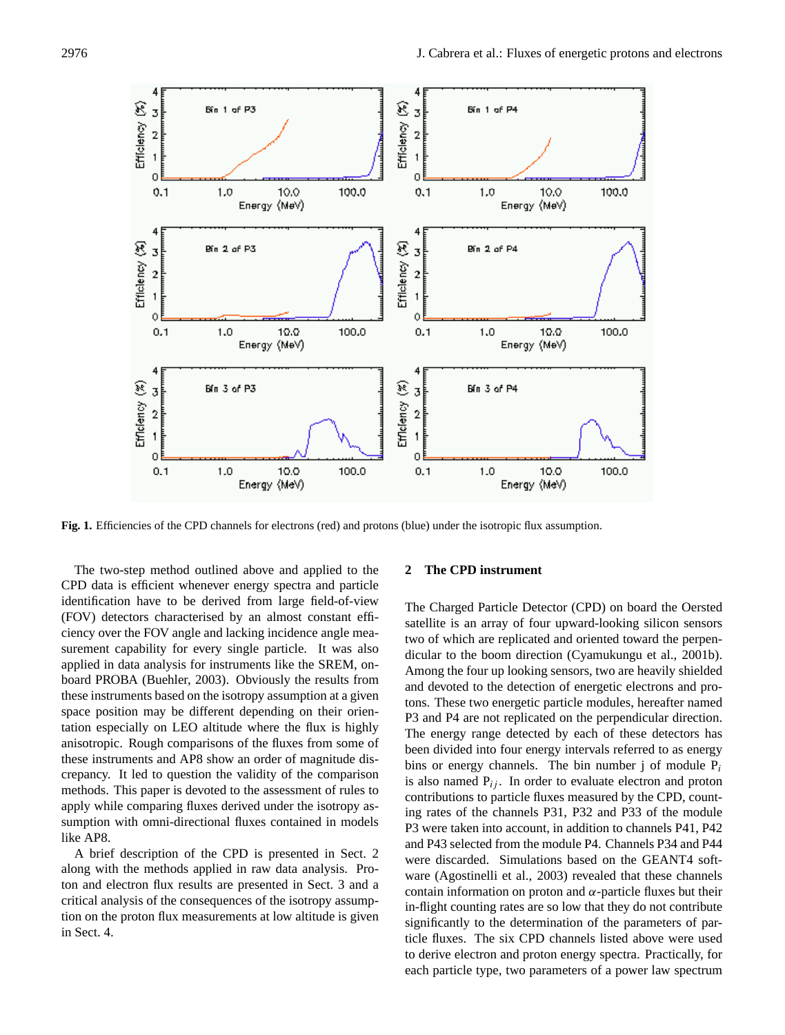Bin 1 of P3

Efficiency (%)

Energy (MeV)

0.1 1.0 10.0 100.0

Bin 1 of P4

Bin 2 of P3

Bin 2 of P4

Bin 3 of P3

Bin 3 of P4

**Fig. 1.** Efficiencies of the CPD channels for electrons (red) and protons (blue) under the isotropic flux assumption.

The two-step method outlined above and applied to the CPD data is efficient whenever energy spectra and particle identification have to be derived from large field-of-view (FOV) detectors characterised by an almost constant efficiency over the FOV angle and lacking incidence angle measurement capability for every single particle. It was also applied in data analysis for instruments like the SREM, on-board PROBA (Buehler, 2003). Obviously the results from these instruments based on the isotropy assumption at a given space position may be different depending on their orientation especially on LEO altitude where the flux is highly anisotropic. Rough comparisons of the fluxes from some of these instruments and AP8 show an order of magnitude discrepancy. It led to question the validity of the comparison methods. This paper is devoted to the assessment of rules to apply while comparing fluxes derived under the isotropy assumption with omni-directional fluxes contained in models like AP8.

A brief description of the CPD is presented in Sect. 2 along with the methods applied in raw data analysis. Proton and electron flux results are presented in Sect. 3 and a critical analysis of the consequences of the isotropy assumption on the proton flux measurements at low altitude is given in Sect. 4.

## 2 The CPD instrument

The Charged Particle Detector (CPD) on board the Oersted satellite is an array of four upward-looking silicon sensors two of which are replicated and oriented toward the perpendicular to the boom direction (Cyamukungu et al., 2001b). Among the four up looking sensors, two are heavily shielded and devoted to the detection of energetic electrons and protons. These two energetic particle modules, hereafter named P3 and P4 are not replicated on the perpendicular direction. The energy range detected by each of these detectors has been divided into four energy intervals referred to as energy bins or energy channels. The bin number j of module $P_i$ is also named $P_{ij}$. In order to evaluate electron and proton contributions to particle fluxes measured by the CPD, counting rates of the channels P31, P32 and P33 of the module P3 were taken into account, in addition to channels P41, P42 and P43 selected from the module P4. Channels P34 and P44 were discarded. Simulations based on the GEANT4 software (Agostinelli et al., 2003) revealed that these channels contain information on proton and $\alpha$-particle fluxes but their in-flight counting rates are so low that they do not contribute significantly to the determination of the parameters of particle fluxes. The six CPD channels listed above were used to derive electron and proton energy spectra. Practically, for each particle type, two parameters of a power law spectrum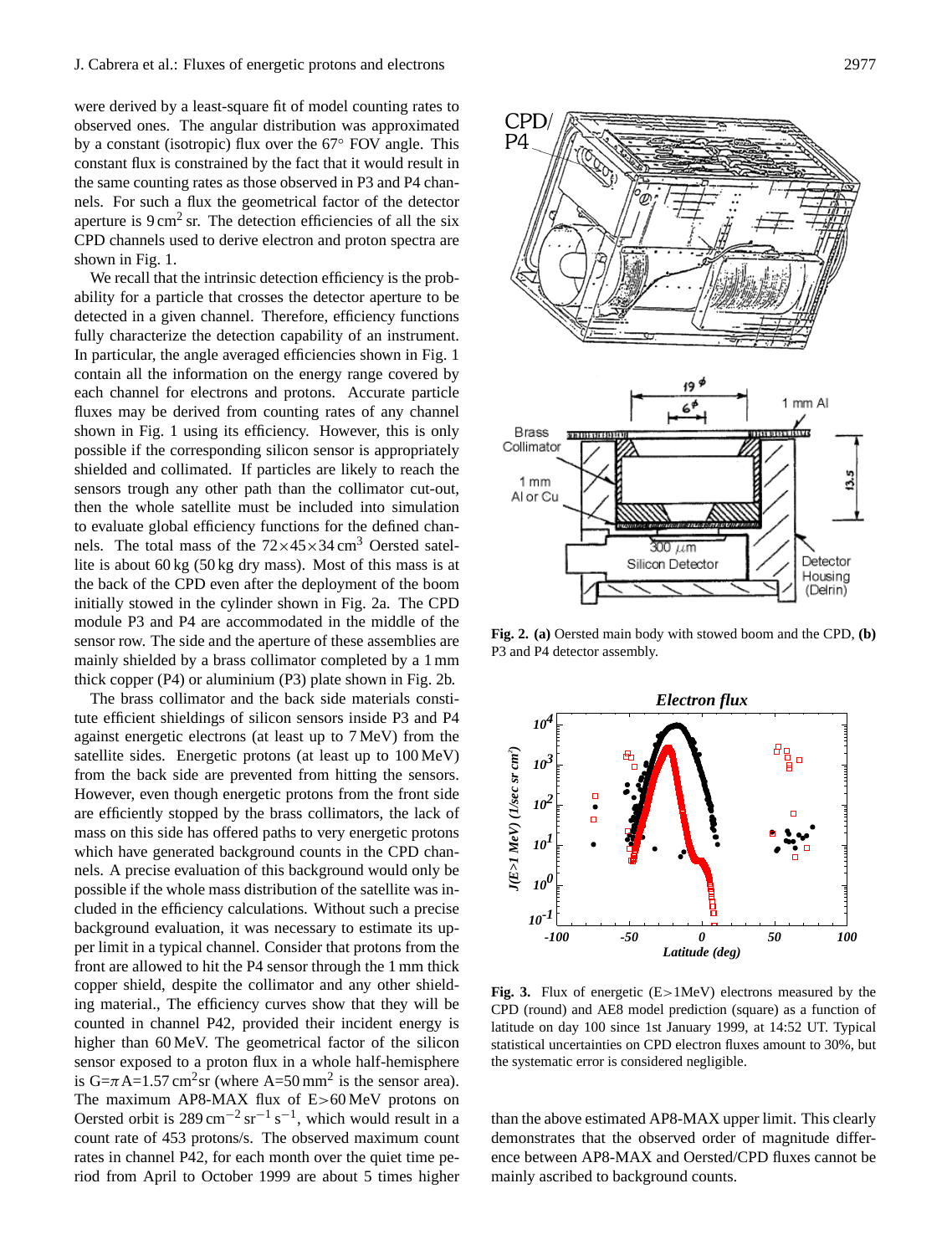were derived by a least-square fit of model counting rates to observed ones. The angular distribution was approximated by a constant (isotropic) flux over the 67° FOV angle. This constant flux is constrained by the fact that it would result in the same counting rates as those observed in P3 and P4 channels. For such a flux the geometrical factor of the detector aperture is $9\,\mathrm{cm}^2$ sr. The detection efficiencies of all the six CPD channels used to derive electron and proton spectra are shown in Fig. 1.

We recall that the intrinsic detection efficiency is the probability for a particle that crosses the detector aperture to be detected in a given channel. Therefore, efficiency functions fully characterize the detection capability of an instrument. In particular, the angle averaged efficiencies shown in Fig. 1 contain all the information on the energy range covered by each channel for electrons and protons. Accurate particle fluxes may be derived from counting rates of any channel shown in Fig. 1 using its efficiency. However, this is only possible if the corresponding silicon sensor is appropriately shielded and collimated. If particles are likely to reach the sensors trough any other path than the collimator cut-out, then the whole satellite must be included into simulation to evaluate global efficiency functions for the defined channels. The total mass of the $72\times45\times34\,\mathrm{cm}^3$ Oersted satellite is about 60 kg (50 kg dry mass). Most of this mass is at the back of the CPD even after the deployment of the boom initially stowed in the cylinder shown in Fig. 2a. The CPD module P3 and P4 are accommodated in the middle of the sensor row. The side and the aperture of these assemblies are mainly shielded by a brass collimator completed by a 1 mm thick copper (P4) or aluminium (P3) plate shown in Fig. 2b.

The brass collimator and the back side materials constitute efficient shieldings of silicon sensors inside P3 and P4 against energetic electrons (at least up to 7 MeV) from the satellite sides. Energetic protons (at least up to 100 MeV) from the back side are prevented from hitting the sensors. However, even though energetic protons from the front side are efficiently stopped by the brass collimators, the lack of mass on this side has offered paths to very energetic protons which have generated background counts in the CPD channels. A precise evaluation of this background would only be possible if the whole mass distribution of the satellite was included in the efficiency calculations. Without such a precise background evaluation, it was necessary to estimate its upper limit in a typical channel. Consider that protons from the front are allowed to hit the P4 sensor through the 1 mm thick copper shield, despite the collimator and any other shielding material., The efficiency curves show that they will be counted in channel P42, provided their incident energy is higher than 60 MeV. The geometrical factor of the silicon sensor exposed to a proton flux in a whole half-hemisphere is $G=\pi A=1.57\,\mathrm{cm}^2\mathrm{sr}$ (where $A=50\,\mathrm{mm}^2$ is the sensor area). The maximum AP8-MAX flux of E>60 MeV protons on Oersted orbit is $289\,\mathrm{cm}^{-2}\,\mathrm{sr}^{-1}\,\mathrm{s}^{-1}$, which would result in a count rate of 453 protons/s. The observed maximum count rates in channel P42, for each month over the quiet time period from April to October 1999 are about 5 times higher than the above estimated AP8-MAX upper limit. This clearly demonstrates that the observed order of magnitude difference between AP8-MAX and Oersted/CPD fluxes cannot be mainly ascribed to background counts.

CPD/
P4

19 ϕ
6 ϕ
1 mm Al
Brass Collimator
1 mm Al or Cu
13.5
300 µm Silicon Detector
Detector Housing (Delrin)

**Fig. 2.** **(a)** Oersted main body with stowed boom and the CPD, **(b)** P3 and P4 detector assembly.

Electron flux
J(E>1 MeV) (1/sec sr cm²)
$10^4$
$10^3$
$10^2$
$10^1$
$10^0$
$10^{-1}$
-100
-50
0
50
100
Latitude (deg)

**Fig. 3.** Flux of energetic (E>1MeV) electrons measured by the CPD (round) and AE8 model prediction (square) as a function of latitude on day 100 since 1st January 1999, at 14:52 UT. Typical statistical uncertainties on CPD electron fluxes amount to 30%, but the systematic error is considered negligible.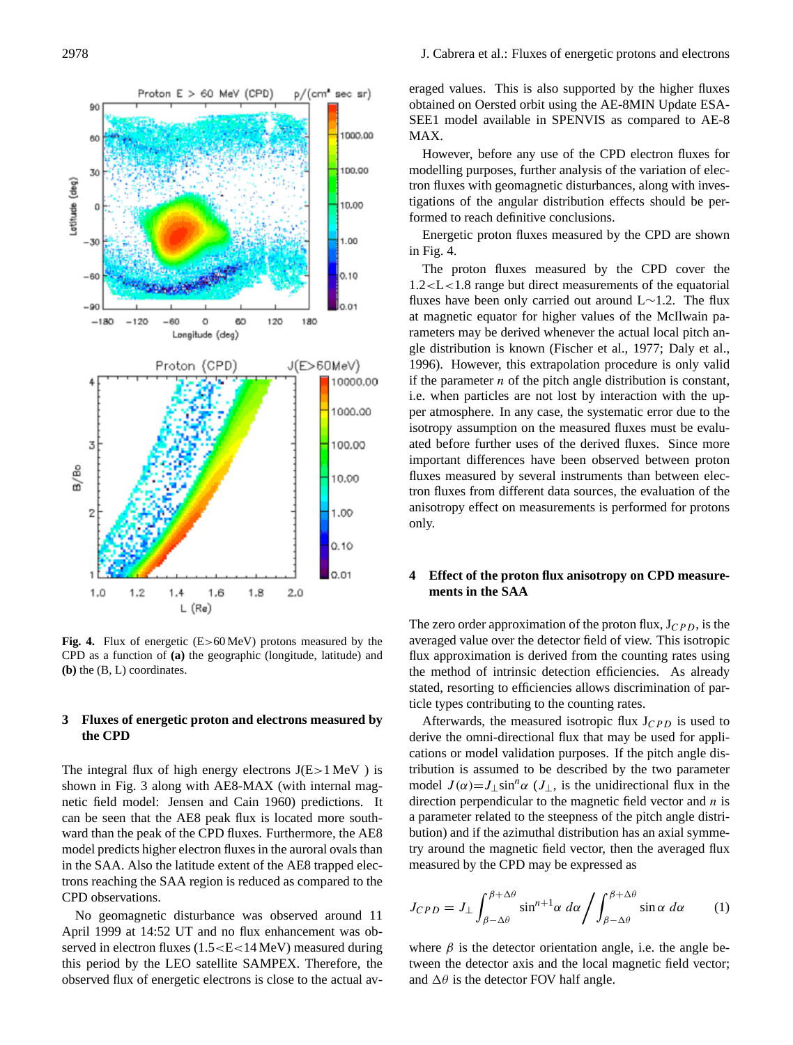Proton E > 60 MeV (CPD)

p/(cm² sec sr)

Latitude (deg)

Longitude (deg)

90
60
30
0
−30
−60
−90

−180 −120 −60 0 60 120 180

1000.00
100.00
10.00
1.00
0.10
0.01

Proton (CPD)

J(E>60MeV)

B/Bo

L (Re)

4
3
2
1

1.0 1.2 1.4 1.6 1.8 2.0

10000.00
1000.00
100.00
10.00
1.00
0.10
0.01

**Fig. 4.** Flux of energetic (E>60 MeV) protons measured by the CPD as a function of **(a)** the geographic (longitude, latitude) and **(b)** the (B, L) coordinates.

## 3 Fluxes of energetic proton and electrons measured by the CPD

The integral flux of high energy electrons J(E>1 MeV ) is shown in Fig. 3 along with AE8-MAX (with internal magnetic field model: Jensen and Cain 1960) predictions. It can be seen that the AE8 peak flux is located more southward than the peak of the CPD fluxes. Furthermore, the AE8 model predicts higher electron fluxes in the auroral ovals than in the SAA. Also the latitude extent of the AE8 trapped electrons reaching the SAA region is reduced as compared to the CPD observations.

No geomagnetic disturbance was observed around 11 April 1999 at 14:52 UT and no flux enhancement was observed in electron fluxes (1.5<E<14 MeV) measured during this period by the LEO satellite SAMPEX. Therefore, the observed flux of energetic electrons is close to the actual averaged values. This is also supported by the higher fluxes obtained on Oersted orbit using the AE-8MIN Update ESA-SEE1 model available in SPENVIS as compared to AE-8 MAX.

However, before any use of the CPD electron fluxes for modelling purposes, further analysis of the variation of electron fluxes with geomagnetic disturbances, along with investigations of the angular distribution effects should be performed to reach definitive conclusions.

Energetic proton fluxes measured by the CPD are shown in Fig. 4.

The proton fluxes measured by the CPD cover the 1.2<L<1.8 range but direct measurements of the equatorial fluxes have been only carried out around L∼1.2. The flux at magnetic equator for higher values of the McIlwain parameters may be derived whenever the actual local pitch angle distribution is known (Fischer et al., 1977; Daly et al., 1996). However, this extrapolation procedure is only valid if the parameter $n$ of the pitch angle distribution is constant, i.e. when particles are not lost by interaction with the upper atmosphere. In any case, the systematic error due to the isotropy assumption on the measured fluxes must be evaluated before further uses of the derived fluxes. Since more important differences have been observed between proton fluxes measured by several instruments than between electron fluxes from different data sources, the evaluation of the anisotropy effect on measurements is performed for protons only.

## 4 Effect of the proton flux anisotropy on CPD measurements in the SAA

The zero order approximation of the proton flux, $J_{CPD}$, is the averaged value over the detector field of view. This isotropic flux approximation is derived from the counting rates using the method of intrinsic detection efficiencies. As already stated, resorting to efficiencies allows discrimination of particle types contributing to the counting rates.

Afterwards, the measured isotropic flux $J_{CPD}$ is used to derive the omni-directional flux that may be used for applications or model validation purposes. If the pitch angle distribution is assumed to be described by the two parameter model $J(\alpha)=J_{\perp}\sin^{n}\alpha$ ($J_{\perp}$, is the unidirectional flux in the direction perpendicular to the magnetic field vector and $n$ is a parameter related to the steepness of the pitch angle distribution) and if the azimuthal distribution has an axial symmetry around the magnetic field vector, then the averaged flux measured by the CPD may be expressed as

$$J_{CPD} = J_{\perp} \int_{\beta-\Delta\theta}^{\beta+\Delta\theta} \sin^{n+1}\alpha \, d\alpha \Big/ \int_{\beta-\Delta\theta}^{\beta+\Delta\theta} \sin\alpha \, d\alpha \qquad (1)$$

where $\beta$ is the detector orientation angle, i.e. the angle between the detector axis and the local magnetic field vector; and $\Delta\theta$ is the detector FOV half angle.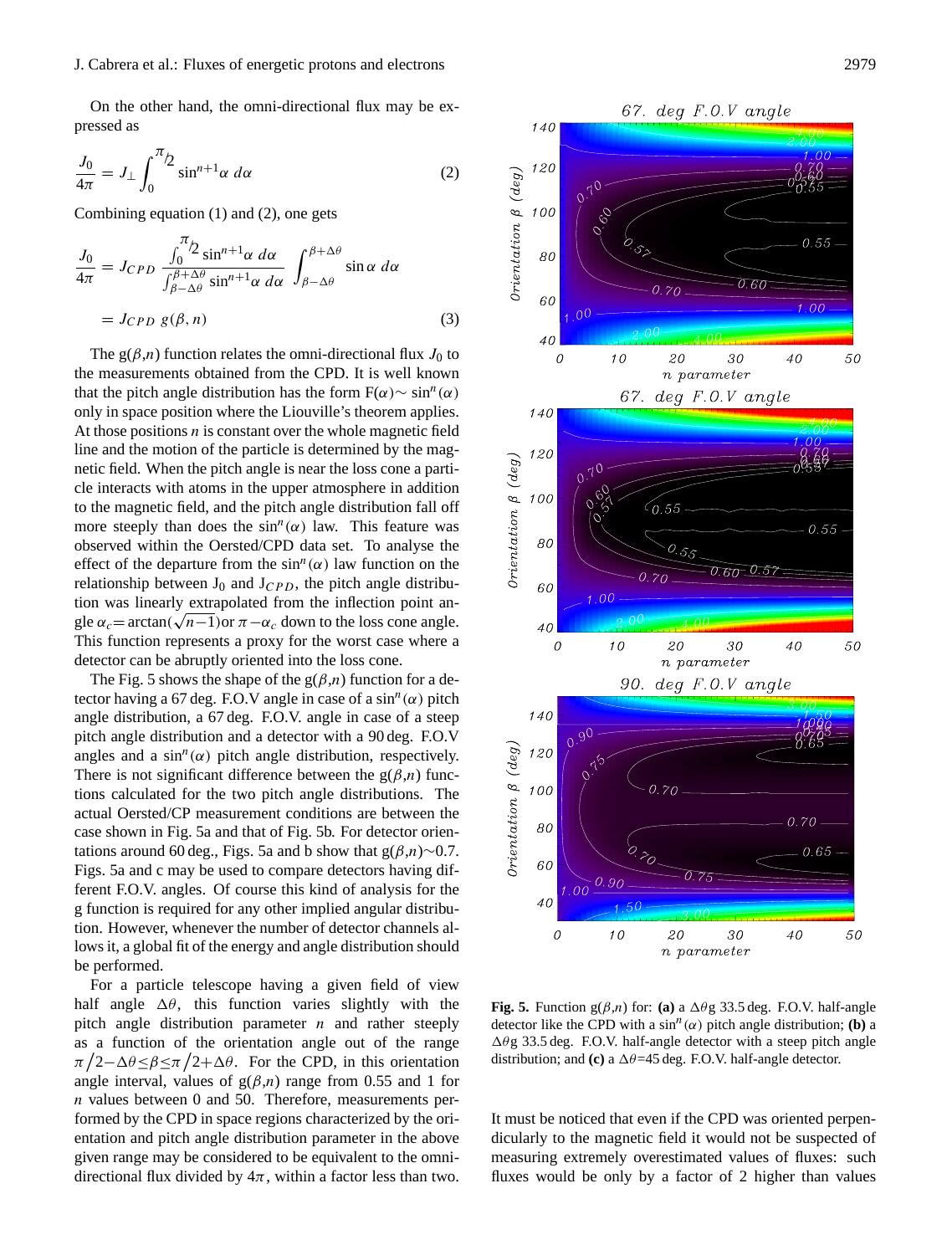On the other hand, the omni-directional flux may be expressed as

$$\frac{J_0}{4\pi} = J_\perp \int_0^{\pi/2} \sin^{n+1}\alpha \; d\alpha \tag{2}$$

Combining equation (1) and (2), one gets

$$\frac{J_0}{4\pi} = J_{CPD} \; \frac{\int_0^{\pi/2} \sin^{n+1}\alpha \; d\alpha}{\int_{\beta-\Delta\theta}^{\beta+\Delta\theta} \sin^{n+1}\alpha \; d\alpha} \; \int_{\beta-\Delta\theta}^{\beta+\Delta\theta} \sin\alpha \; d\alpha$$

$$= J_{CPD} \; g(\beta, n) \tag{3}$$

The $g(\beta,n)$ function relates the omni-directional flux $J_0$ to the measurements obtained from the CPD. It is well known that the pitch angle distribution has the form $F(\alpha) \sim \sin^n(\alpha)$ only in space position where the Liouville's theorem applies. At those positions $n$ is constant over the whole magnetic field line and the motion of the particle is determined by the magnetic field. When the pitch angle is near the loss cone a particle interacts with atoms in the upper atmosphere in addition to the magnetic field, and the pitch angle distribution fall off more steeply than does the $\sin^n(\alpha)$ law. This feature was observed within the Oersted/CPD data set. To analyse the effect of the departure from the $\sin^n(\alpha)$ law function on the relationship between $J_0$ and $J_{CPD}$, the pitch angle distribution was linearly extrapolated from the inflection point angle $\alpha_c = \arctan(\sqrt{n-1})$ or $\pi - \alpha_c$ down to the loss cone angle. This function represents a proxy for the worst case where a detector can be abruptly oriented into the loss cone.

The Fig. 5 shows the shape of the $g(\beta,n)$ function for a detector having a 67 deg. F.O.V angle in case of a $\sin^n(\alpha)$ pitch angle distribution, a 67 deg. F.O.V. angle in case of a steep pitch angle distribution and a detector with a 90 deg. F.O.V angles and a $\sin^n(\alpha)$ pitch angle distribution, respectively. There is not significant difference between the $g(\beta,n)$ functions calculated for the two pitch angle distributions. The actual Oersted/CP measurement conditions are between the case shown in Fig. 5a and that of Fig. 5b. For detector orientations around 60 deg., Figs. 5a and b show that $g(\beta,n) \sim 0.7$. Figs. 5a and c may be used to compare detectors having different F.O.V. angles. Of course this kind of analysis for the g function is required for any other implied angular distribution. However, whenever the number of detector channels allows it, a global fit of the energy and angle distribution should be performed.

For a particle telescope having a given field of view half angle $\Delta\theta$, this function varies slightly with the pitch angle distribution parameter $n$ and rather steeply as a function of the orientation angle out of the range $\pi/2 - \Delta\theta \leq \beta \leq \pi/2 + \Delta\theta$. For the CPD, in this orientation angle interval, values of $g(\beta,n)$ range from 0.55 and 1 for $n$ values between 0 and 50. Therefore, measurements performed by the CPD in space regions characterized by the orientation and pitch angle distribution parameter in the above given range may be considered to be equivalent to the omni-directional flux divided by $4\pi$, within a factor less than two.

**Fig. 5.** Function $g(\beta,n)$ for: **(a)** a $\Delta\theta$g 33.5 deg. F.O.V. half-angle detector like the CPD with a $\sin^n(\alpha)$ pitch angle distribution; **(b)** a $\Delta\theta$g 33.5 deg. F.O.V. half-angle detector with a steep pitch angle distribution; and **(c)** a $\Delta\theta$=45 deg. F.O.V. half-angle detector.

It must be noticed that even if the CPD was oriented perpendicularly to the magnetic field it would not be suspected of measuring extremely overestimated values of fluxes: such fluxes would be only by a factor of 2 higher than values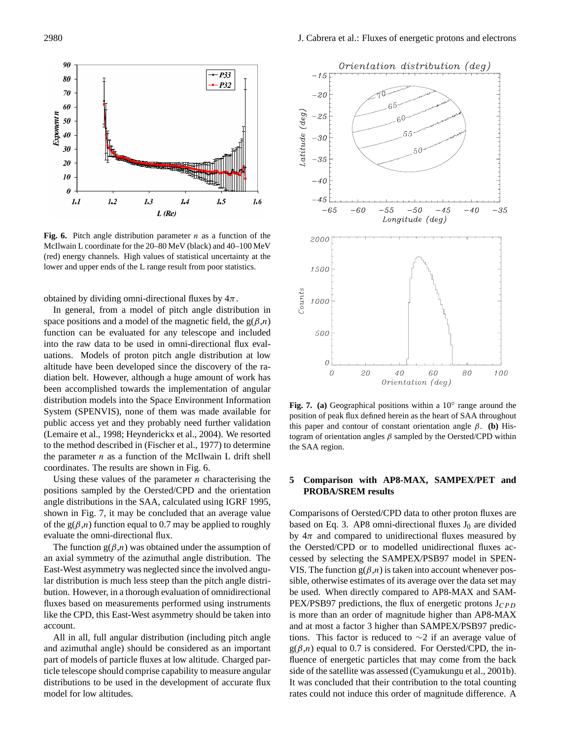90
80
70
60
50
40
30
20
10
0

Exponent n

1.1 1.2 1.3 1.4 1.5 1.6

L (Re)

P33
P32

**Fig. 6.** Pitch angle distribution parameter $n$ as a function of the McIlwain L coordinate for the 20–80 MeV (black) and 40–100 MeV (red) energy channels. High values of statistical uncertainty at the lower and upper ends of the L range result from poor statistics.

obtained by dividing omni-directional fluxes by $4\pi$.

In general, from a model of pitch angle distribution in space positions and a model of the magnetic field, the g($\beta$,$n$) function can be evaluated for any telescope and included into the raw data to be used in omni-directional flux evaluations. Models of proton pitch angle distribution at low altitude have been developed since the discovery of the radiation belt. However, although a huge amount of work has been accomplished towards the implementation of angular distribution models into the Space Environment Information System (SPENVIS), none of them was made available for public access yet and they probably need further validation (Lemaire et al., 1998; Heynderickx et al., 2004). We resorted to the method described in (Fischer et al., 1977) to determine the parameter $n$ as a function of the McIlwain L drift shell coordinates. The results are shown in Fig. 6.

Using these values of the parameter $n$ characterising the positions sampled by the Oersted/CPD and the orientation angle distributions in the SAA, calculated using IGRF 1995, shown in Fig. 7, it may be concluded that an average value of the g($\beta$,$n$) function equal to 0.7 may be applied to roughly evaluate the omni-directional flux.

The function g($\beta$,$n$) was obtained under the assumption of an axial symmetry of the azimuthal angle distribution. The East-West asymmetry was neglected since the involved angular distribution is much less steep than the pitch angle distribution. However, in a thorough evaluation of omnidirectional fluxes based on measurements performed using instruments like the CPD, this East-West asymmetry should be taken into account.

All in all, full angular distribution (including pitch angle and azimuthal angle) should be considered as an important part of models of particle fluxes at low altitude. Charged particle telescope should comprise capability to measure angular distributions to be used in the development of accurate flux model for low altitudes.

Orientation distribution (deg)

Latitude (deg)

-15
-20
-25
-30
-35
-40
-45

70
65
60
55
50

-65 -60 -55 -50 -45 -40 -35

Longitude (deg)

Counts

2000
1500
1000
500
0

0 20 40 60 80 100

Orientation (deg)

**Fig. 7.** **(a)** Geographical positions within a 10° range around the position of peak flux defined herein as the heart of SAA throughout this paper and contour of constant orientation angle $\beta$. **(b)** Histogram of orientation angles $\beta$ sampled by the Oersted/CPD within the SAA region.

## 5 Comparison with AP8-MAX, SAMPEX/PET and PROBA/SREM results

Comparisons of Oersted/CPD data to other proton fluxes are based on Eq. 3. AP8 omni-directional fluxes $J_0$ are divided by $4\pi$ and compared to unidirectional fluxes measured by the Oersted/CPD or to modelled unidirectional fluxes accessed by selecting the SAMPEX/PSB97 model in SPENVIS. The function g($\beta$,$n$) is taken into account whenever possible, otherwise estimates of its average over the data set may be used. When directly compared to AP8-MAX and SAMPEX/PSB97 predictions, the flux of energetic protons $J_{CPD}$ is more than an order of magnitude higher than AP8-MAX and at most a factor 3 higher than SAMPEX/PSB97 predictions. This factor is reduced to ~2 if an average value of g($\beta$,$n$) equal to 0.7 is considered. For Oersted/CPD, the influence of energetic particles that may come from the back side of the satellite was assessed (Cyamukungu et al., 2001b). It was concluded that their contribution to the total counting rates could not induce this order of magnitude difference. A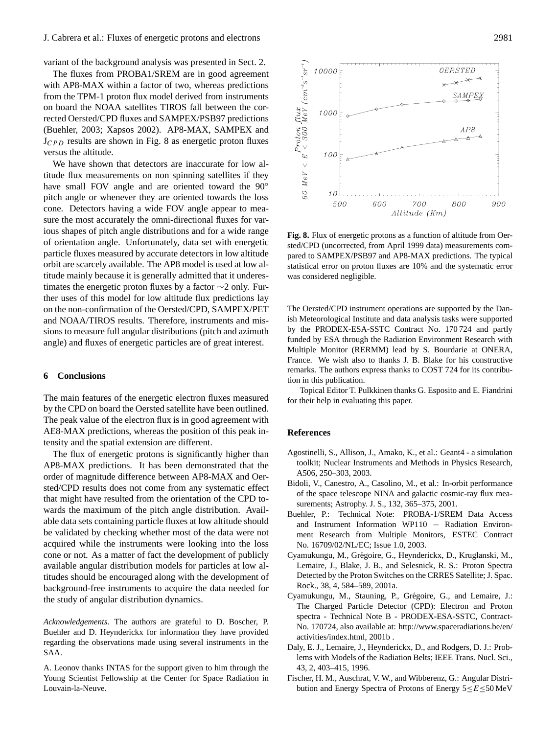variant of the background analysis was presented in Sect. 2.

The fluxes from PROBA1/SREM are in good agreement with AP8-MAX within a factor of two, whereas predictions from the TPM-1 proton flux model derived from instruments on board the NOAA satellites TIROS fall between the corrected Oersted/CPD fluxes and SAMPEX/PSB97 predictions (Buehler, 2003; Xapsos 2002). AP8-MAX, SAMPEX and $J_{CPD}$ results are shown in Fig. 8 as energetic proton fluxes versus the altitude.

We have shown that detectors are inaccurate for low altitude flux measurements on non spinning satellites if they have small FOV angle and are oriented toward the 90° pitch angle or whenever they are oriented towards the loss cone. Detectors having a wide FOV angle appear to measure the most accurately the omni-directional fluxes for various shapes of pitch angle distributions and for a wide range of orientation angle. Unfortunately, data set with energetic particle fluxes measured by accurate detectors in low altitude orbit are scarcely available. The AP8 model is used at low altitude mainly because it is generally admitted that it underestimates the energetic proton fluxes by a factor ∼2 only. Further uses of this model for low altitude flux predictions lay on the non-confirmation of the Oersted/CPD, SAMPEX/PET and NOAA/TIROS results. Therefore, instruments and missions to measure full angular distributions (pitch and azimuth angle) and fluxes of energetic particles are of great interest.

## 6 Conclusions

The main features of the energetic electron fluxes measured by the CPD on board the Oersted satellite have been outlined. The peak value of the electron flux is in good agreement with AE8-MAX predictions, whereas the position of this peak intensity and the spatial extension are different.

The flux of energetic protons is significantly higher than AP8-MAX predictions. It has been demonstrated that the order of magnitude difference between AP8-MAX and Oersted/CPD results does not come from any systematic effect that might have resulted from the orientation of the CPD towards the maximum of the pitch angle distribution. Available data sets containing particle fluxes at low altitude should be validated by checking whether most of the data were not acquired while the instruments were looking into the loss cone or not. As a matter of fact the development of publicly available angular distribution models for particles at low altitudes should be encouraged along with the development of background-free instruments to acquire the data needed for the study of angular distribution dynamics.

*Acknowledgements.* The authors are grateful to D. Boscher, P. Buehler and D. Heynderickx for information they have provided regarding the observations made using several instruments in the SAA.

A. Leonov thanks INTAS for the support given to him through the Young Scientist Fellowship at the Center for Space Radiation in Louvain-la-Neuve.

**Fig. 8.** Flux of energetic protons as a function of altitude from Oersted/CPD (uncorrected, from April 1999 data) measurements compared to SAMPEX/PSB97 and AP8-MAX predictions. The typical statistical error on proton fluxes are 10% and the systematic error was considered negligible.

The Oersted/CPD instrument operations are supported by the Danish Meteorological Institute and data analysis tasks were supported by the PRODEX-ESA-SSTC Contract No. 170 724 and partly funded by ESA through the Radiation Environment Research with Multiple Monitor (RERMM) lead by S. Bourdarie at ONERA, France. We wish also to thanks J. B. Blake for his constructive remarks. The authors express thanks to COST 724 for its contribution in this publication.

Topical Editor T. Pulkkinen thanks G. Esposito and E. Fiandrini for their help in evaluating this paper.

## References

- Agostinelli, S., Allison, J., Amako, K., et al.: Geant4 - a simulation toolkit; Nuclear Instruments and Methods in Physics Research, A506, 250–303, 2003.
- Bidoli, V., Canestro, A., Casolino, M., et al.: In-orbit performance of the space telescope NINA and galactic cosmic-ray flux measurements; Astrophy. J. S., 132, 365–375, 2001.
- Buehler, P.: Technical Note: PROBA-1/SREM Data Access and Instrument Information WP110 – Radiation Environment Research from Multiple Monitors, ESTEC Contract No. 16709/02/NL/EC; Issue 1.0, 2003.
- Cyamukungu, M., Grégoire, G., Heynderickx, D., Kruglanski, M., Lemaire, J., Blake, J. B., and Selesnick, R. S.: Proton Spectra Detected by the Proton Switches on the CRRES Satellite; J. Spac. Rock., 38, 4, 584–589, 2001a.
- Cyamukungu, M., Stauning, P., Grégoire, G., and Lemaire, J.: The Charged Particle Detector (CPD): Electron and Proton spectra - Technical Note B - PRODEX-ESA-SSTC, Contract-No. 170724, also available at: http://www.spaceradiations.be/en/activities/index.html, 2001b .
- Daly, E. J., Lemaire, J., Heynderickx, D., and Rodgers, D. J.: Problems with Models of the Radiation Belts; IEEE Trans. Nucl. Sci., 43, 2, 403–415, 1996.
- Fischer, H. M., Auschrat, V. W., and Wibberenz, G.: Angular Distribution and Energy Spectra of Protons of Energy $5 \leq E \leq 50$ MeV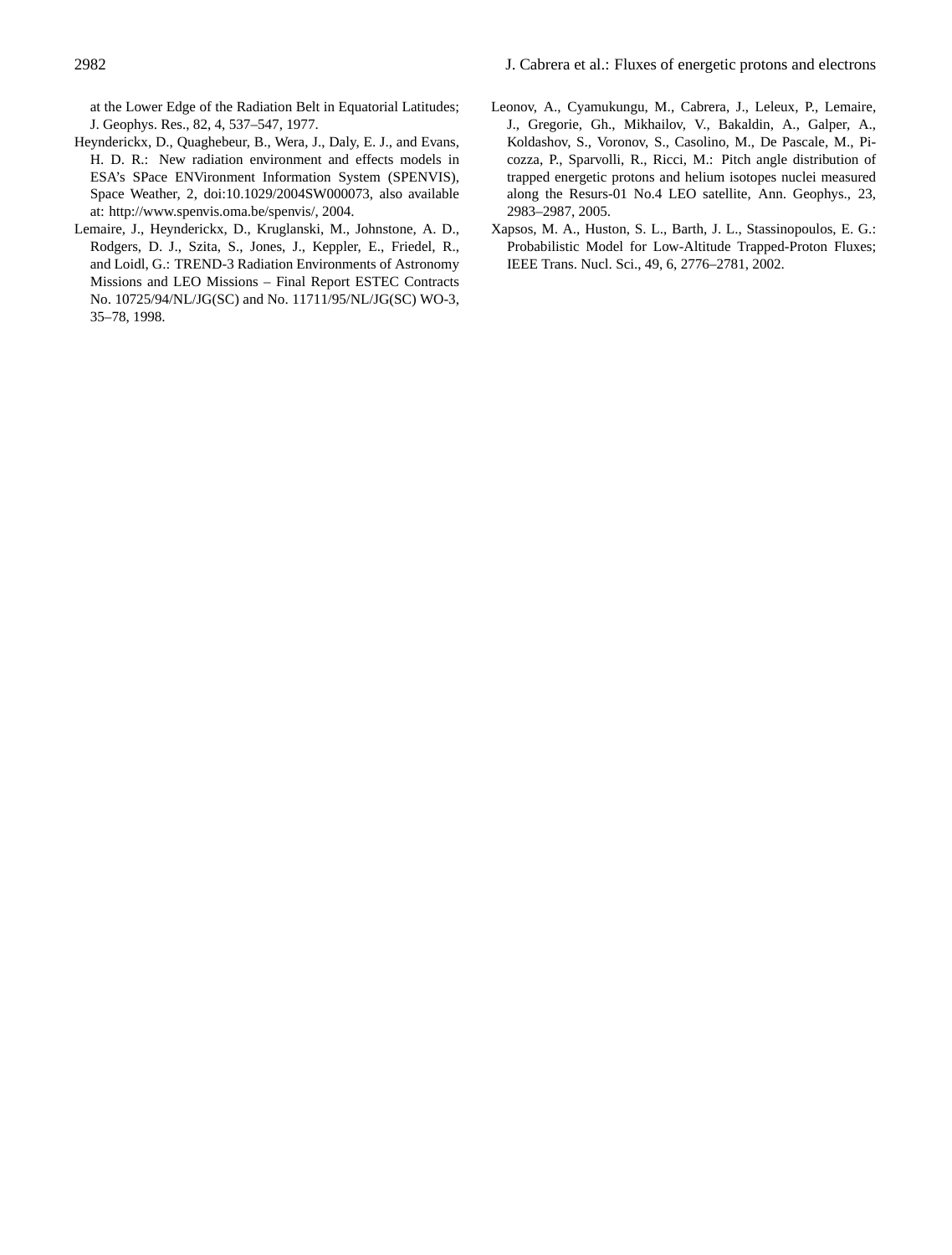at the Lower Edge of the Radiation Belt in Equatorial Latitudes; J. Geophys. Res., 82, 4, 537–547, 1977.

Heynderickx, D., Quaghebeur, B., Wera, J., Daly, E. J., and Evans, H. D. R.: New radiation environment and effects models in ESA's SPace ENVironment Information System (SPENVIS), Space Weather, 2, doi:10.1029/2004SW000073, also available at: http://www.spenvis.oma.be/spenvis/, 2004.

Lemaire, J., Heynderickx, D., Kruglanski, M., Johnstone, A. D., Rodgers, D. J., Szita, S., Jones, J., Keppler, E., Friedel, R., and Loidl, G.: TREND-3 Radiation Environments of Astronomy Missions and LEO Missions – Final Report ESTEC Contracts No. 10725/94/NL/JG(SC) and No. 11711/95/NL/JG(SC) WO-3, 35–78, 1998.

Leonov, A., Cyamukungu, M., Cabrera, J., Leleux, P., Lemaire, J., Gregorie, Gh., Mikhailov, V., Bakaldin, A., Galper, A., Koldashov, S., Voronov, S., Casolino, M., De Pascale, M., Picozza, P., Sparvolli, R., Ricci, M.: Pitch angle distribution of trapped energetic protons and helium isotopes nuclei measured along the Resurs-01 No.4 LEO satellite, Ann. Geophys., 23, 2983–2987, 2005.

Xapsos, M. A., Huston, S. L., Barth, J. L., Stassinopoulos, E. G.: Probabilistic Model for Low-Altitude Trapped-Proton Fluxes; IEEE Trans. Nucl. Sci., 49, 6, 2776–2781, 2002.